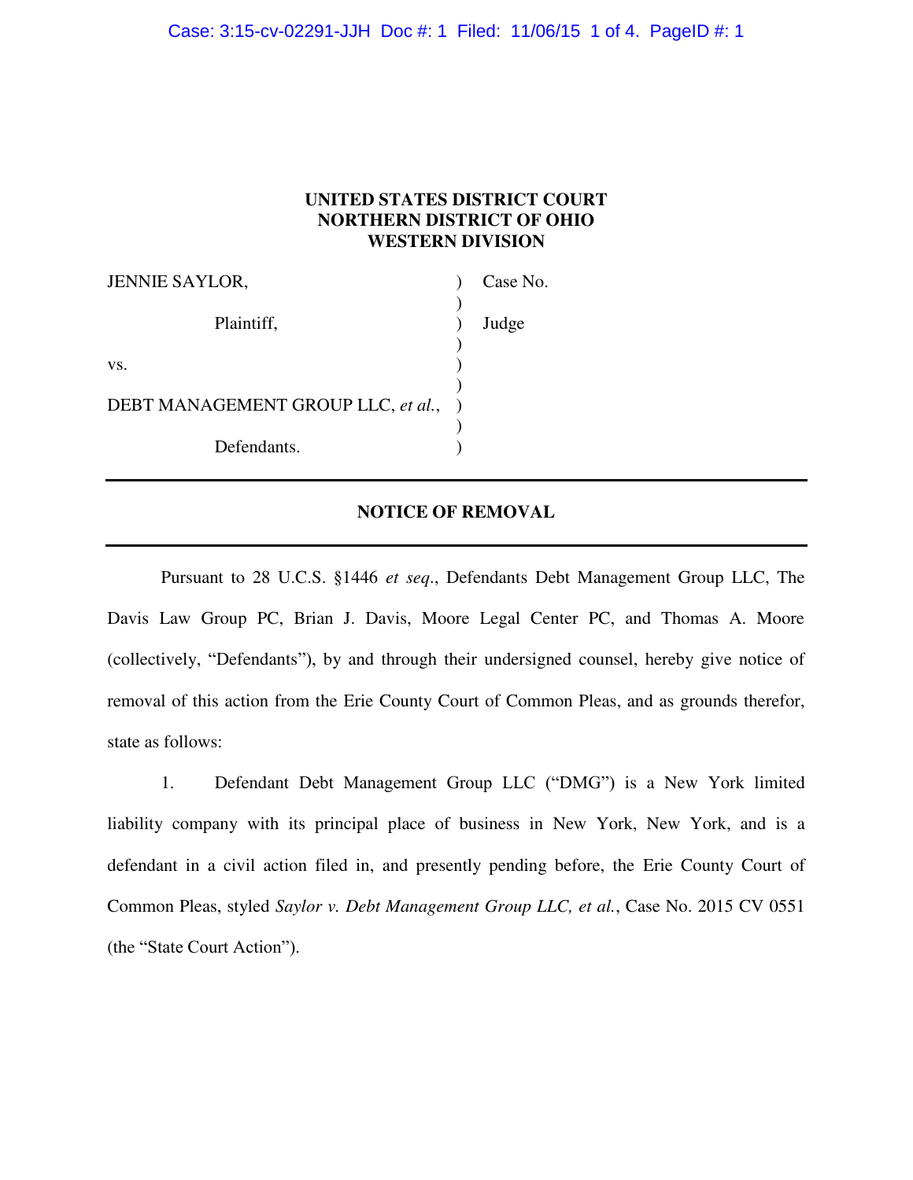**UNITED STATES DISTRICT COURT**
**NORTHERN DISTRICT OF OHIO**
**WESTERN DIVISION**

| | | |
|---|---|---|
| JENNIE SAYLOR, | ) | Case No. |
| Plaintiff, | ) | Judge |
| vs. | ) | |
| DEBT MANAGEMENT GROUP LLC, *et al.*, | ) | |
| Defendants. | ) | |

---

**NOTICE OF REMOVAL**

---

Pursuant to 28 U.C.S. §1446 *et seq*., Defendants Debt Management Group LLC, The Davis Law Group PC, Brian J. Davis, Moore Legal Center PC, and Thomas A. Moore (collectively, "Defendants"), by and through their undersigned counsel, hereby give notice of removal of this action from the Erie County Court of Common Pleas, and as grounds therefor, state as follows:

1. Defendant Debt Management Group LLC ("DMG") is a New York limited liability company with its principal place of business in New York, New York, and is a defendant in a civil action filed in, and presently pending before, the Erie County Court of Common Pleas, styled *Saylor v. Debt Management Group LLC, et al.*, Case No. 2015 CV 0551 (the "State Court Action").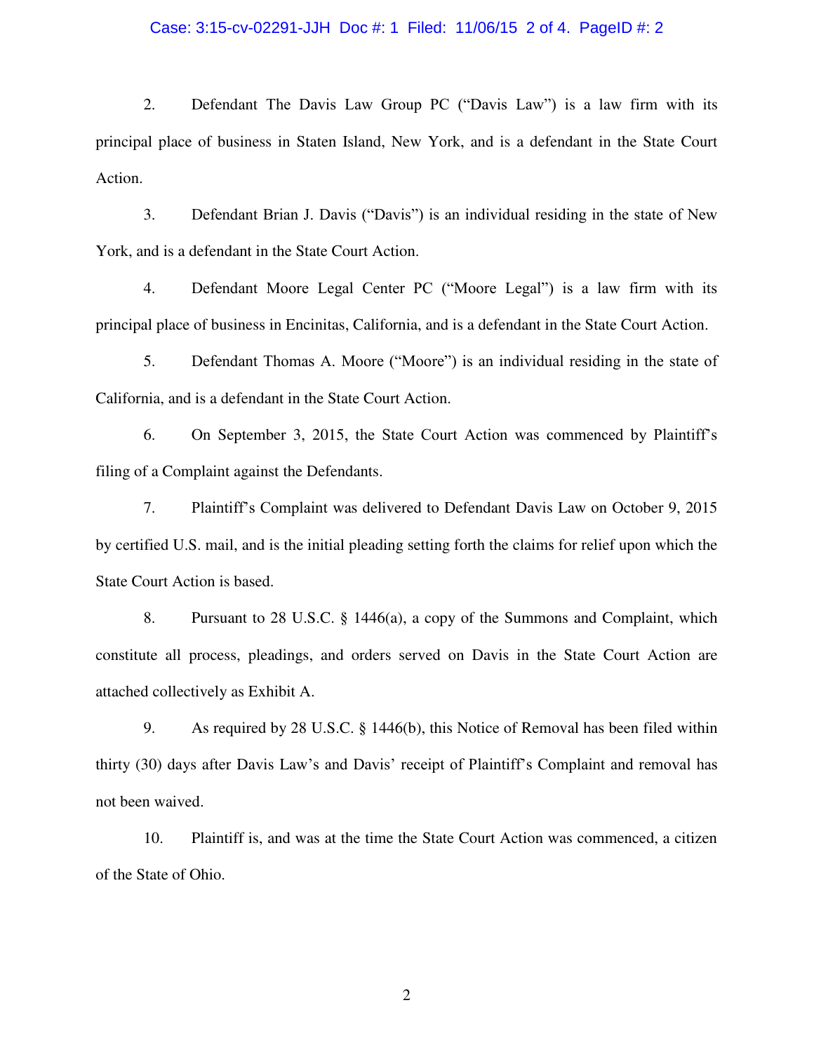2. Defendant The Davis Law Group PC ("Davis Law") is a law firm with its principal place of business in Staten Island, New York, and is a defendant in the State Court Action.

3. Defendant Brian J. Davis ("Davis") is an individual residing in the state of New York, and is a defendant in the State Court Action.

4. Defendant Moore Legal Center PC ("Moore Legal") is a law firm with its principal place of business in Encinitas, California, and is a defendant in the State Court Action.

5. Defendant Thomas A. Moore ("Moore") is an individual residing in the state of California, and is a defendant in the State Court Action.

6. On September 3, 2015, the State Court Action was commenced by Plaintiff's filing of a Complaint against the Defendants.

7. Plaintiff's Complaint was delivered to Defendant Davis Law on October 9, 2015 by certified U.S. mail, and is the initial pleading setting forth the claims for relief upon which the State Court Action is based.

8. Pursuant to 28 U.S.C. § 1446(a), a copy of the Summons and Complaint, which constitute all process, pleadings, and orders served on Davis in the State Court Action are attached collectively as Exhibit A.

9. As required by 28 U.S.C. § 1446(b), this Notice of Removal has been filed within thirty (30) days after Davis Law's and Davis' receipt of Plaintiff's Complaint and removal has not been waived.

10. Plaintiff is, and was at the time the State Court Action was commenced, a citizen of the State of Ohio.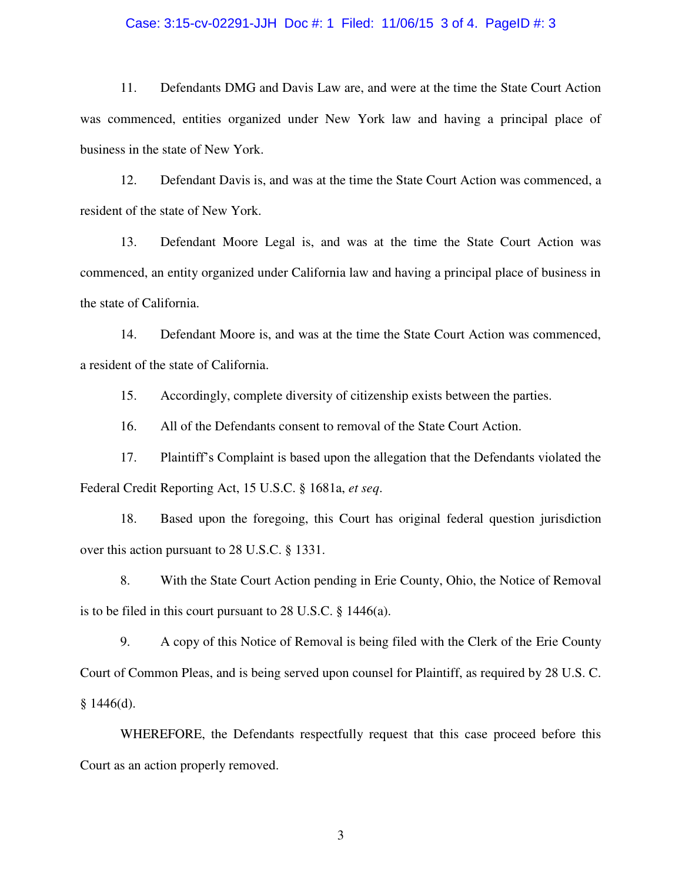11. Defendants DMG and Davis Law are, and were at the time the State Court Action was commenced, entities organized under New York law and having a principal place of business in the state of New York.

12. Defendant Davis is, and was at the time the State Court Action was commenced, a resident of the state of New York.

13. Defendant Moore Legal is, and was at the time the State Court Action was commenced, an entity organized under California law and having a principal place of business in the state of California.

14. Defendant Moore is, and was at the time the State Court Action was commenced, a resident of the state of California.

15. Accordingly, complete diversity of citizenship exists between the parties.

16. All of the Defendants consent to removal of the State Court Action.

17. Plaintiff's Complaint is based upon the allegation that the Defendants violated the Federal Credit Reporting Act, 15 U.S.C. § 1681a, *et seq*.

18. Based upon the foregoing, this Court has original federal question jurisdiction over this action pursuant to 28 U.S.C. § 1331.

8. With the State Court Action pending in Erie County, Ohio, the Notice of Removal is to be filed in this court pursuant to 28 U.S.C. § 1446(a).

9. A copy of this Notice of Removal is being filed with the Clerk of the Erie County Court of Common Pleas, and is being served upon counsel for Plaintiff, as required by 28 U.S. C. § 1446(d).

WHEREFORE, the Defendants respectfully request that this case proceed before this Court as an action properly removed.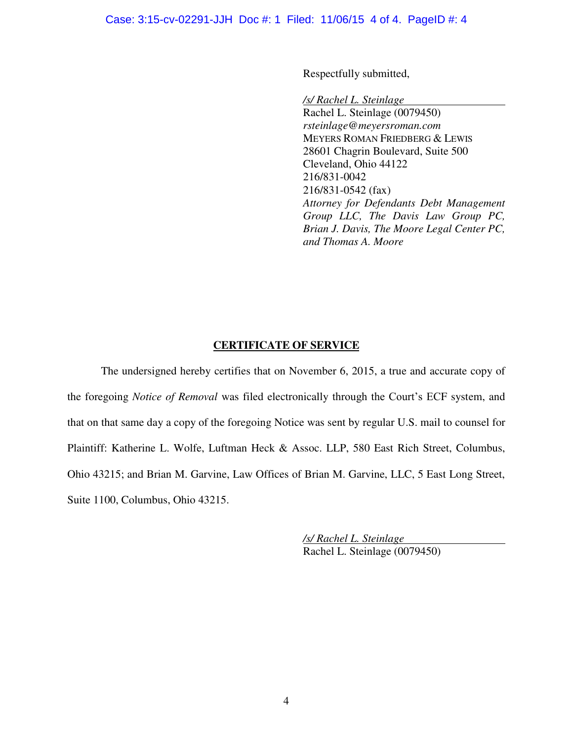Respectfully submitted,

*/s/ Rachel L. Steinlage*
Rachel L. Steinlage (0079450)
*rsteinlage@meyersroman.com*
MEYERS ROMAN FRIEDBERG & LEWIS
28601 Chagrin Boulevard, Suite 500
Cleveland, Ohio 44122
216/831-0042
216/831-0542 (fax)
*Attorney for Defendants Debt Management Group LLC, The Davis Law Group PC, Brian J. Davis, The Moore Legal Center PC, and Thomas A. Moore*

**CERTIFICATE OF SERVICE**

The undersigned hereby certifies that on November 6, 2015, a true and accurate copy of the foregoing *Notice of Removal* was filed electronically through the Court's ECF system, and that on that same day a copy of the foregoing Notice was sent by regular U.S. mail to counsel for Plaintiff: Katherine L. Wolfe, Luftman Heck & Assoc. LLP, 580 East Rich Street, Columbus, Ohio 43215; and Brian M. Garvine, Law Offices of Brian M. Garvine, LLC, 5 East Long Street, Suite 1100, Columbus, Ohio 43215.

*/s/ Rachel L. Steinlage*
Rachel L. Steinlage (0079450)